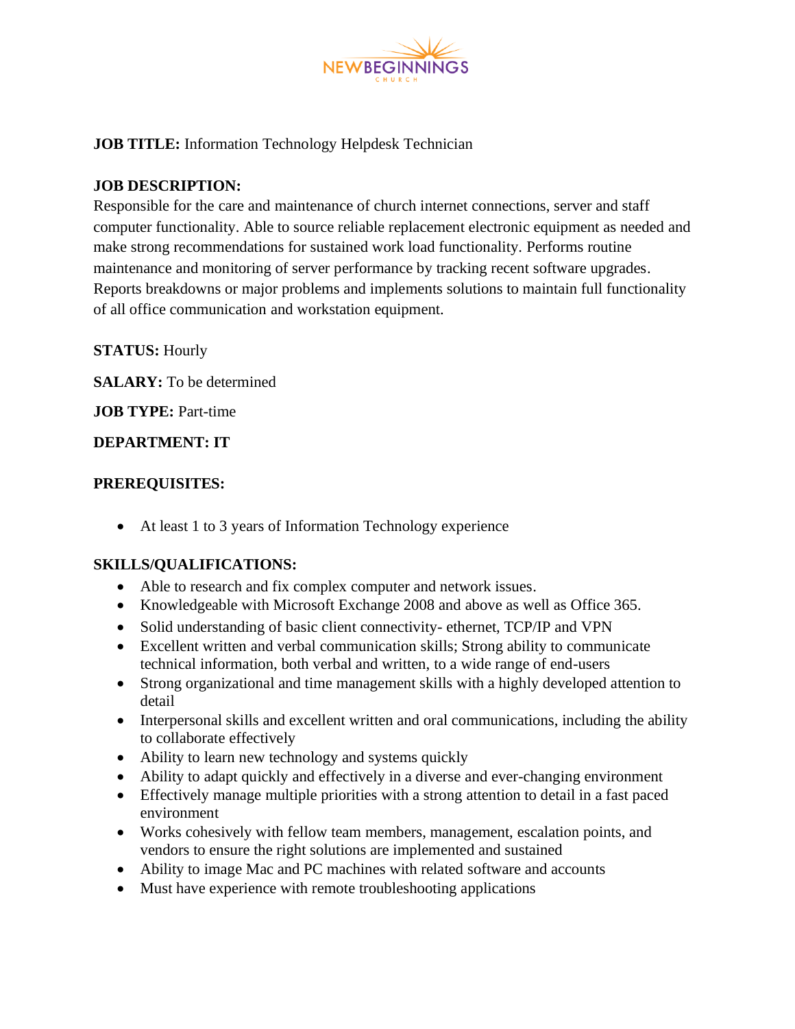NEWBEGINNINGS
CHURCH

**JOB TITLE:** Information Technology Helpdesk Technician

**JOB DESCRIPTION:**
Responsible for the care and maintenance of church internet connections, server and staff computer functionality. Able to source reliable replacement electronic equipment as needed and make strong recommendations for sustained work load functionality. Performs routine maintenance and monitoring of server performance by tracking recent software upgrades. Reports breakdowns or major problems and implements solutions to maintain full functionality of all office communication and workstation equipment.

**STATUS:** Hourly

**SALARY:** To be determined

**JOB TYPE:** Part-time

**DEPARTMENT: IT**

**PREREQUISITES:**

- At least 1 to 3 years of Information Technology experience

**SKILLS/QUALIFICATIONS:**

- Able to research and fix complex computer and network issues.
- Knowledgeable with Microsoft Exchange 2008 and above as well as Office 365.
- Solid understanding of basic client connectivity- ethernet, TCP/IP and VPN
- Excellent written and verbal communication skills; Strong ability to communicate technical information, both verbal and written, to a wide range of end-users
- Strong organizational and time management skills with a highly developed attention to detail
- Interpersonal skills and excellent written and oral communications, including the ability to collaborate effectively
- Ability to learn new technology and systems quickly
- Ability to adapt quickly and effectively in a diverse and ever-changing environment
- Effectively manage multiple priorities with a strong attention to detail in a fast paced environment
- Works cohesively with fellow team members, management, escalation points, and vendors to ensure the right solutions are implemented and sustained
- Ability to image Mac and PC machines with related software and accounts
- Must have experience with remote troubleshooting applications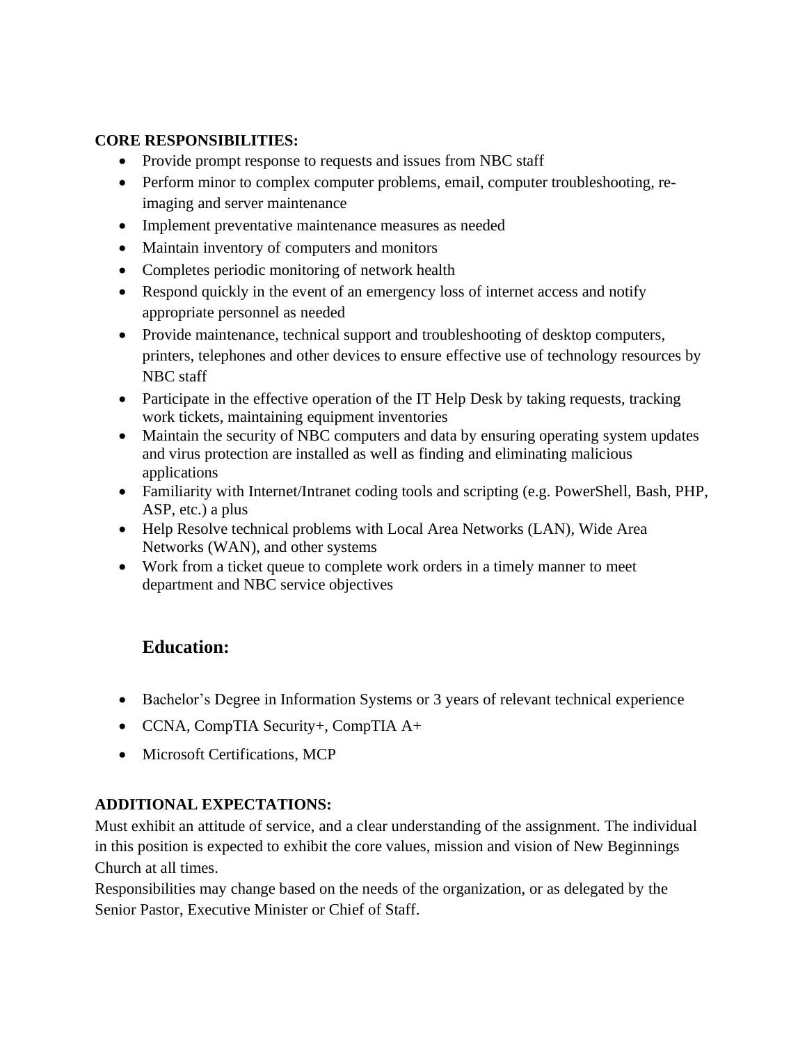**CORE RESPONSIBILITIES:**

- Provide prompt response to requests and issues from NBC staff
- Perform minor to complex computer problems, email, computer troubleshooting, re-imaging and server maintenance
- Implement preventative maintenance measures as needed
- Maintain inventory of computers and monitors
- Completes periodic monitoring of network health
- Respond quickly in the event of an emergency loss of internet access and notify appropriate personnel as needed
- Provide maintenance, technical support and troubleshooting of desktop computers, printers, telephones and other devices to ensure effective use of technology resources by NBC staff
- Participate in the effective operation of the IT Help Desk by taking requests, tracking work tickets, maintaining equipment inventories
- Maintain the security of NBC computers and data by ensuring operating system updates and virus protection are installed as well as finding and eliminating malicious applications
- Familiarity with Internet/Intranet coding tools and scripting (e.g. PowerShell, Bash, PHP, ASP, etc.) a plus
- Help Resolve technical problems with Local Area Networks (LAN), Wide Area Networks (WAN), and other systems
- Work from a ticket queue to complete work orders in a timely manner to meet department and NBC service objectives

## Education:

- Bachelor's Degree in Information Systems or 3 years of relevant technical experience
- CCNA, CompTIA Security+, CompTIA A+
- Microsoft Certifications, MCP

**ADDITIONAL EXPECTATIONS:**

Must exhibit an attitude of service, and a clear understanding of the assignment. The individual in this position is expected to exhibit the core values, mission and vision of New Beginnings Church at all times.

Responsibilities may change based on the needs of the organization, or as delegated by the Senior Pastor, Executive Minister or Chief of Staff.